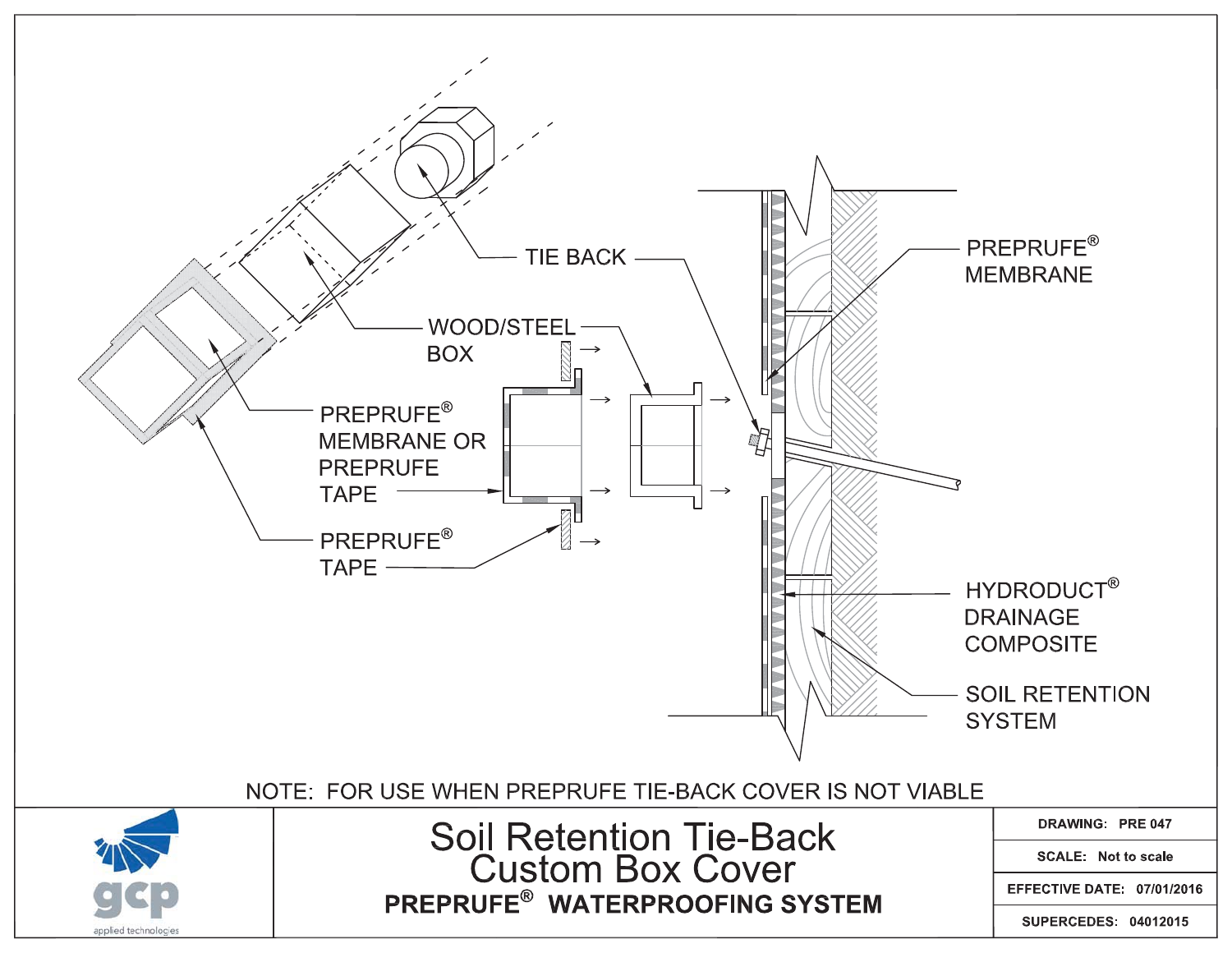TIE BACK

WOOD/STEEL BOX

PREPRUFE® MEMBRANE

PREPRUFE® MEMBRANE OR PREPRUFE TAPE

PREPRUFE® TAPE

HYDRODUCT® DRAINAGE COMPOSITE

SOIL RETENTION SYSTEM

NOTE: FOR USE WHEN PREPRUFE TIE-BACK COVER IS NOT VIABLE

# Soil Retention Tie-Back Custom Box Cover

**PREPRUFE® WATERPROOFING SYSTEM**

gcp applied technologies

| | |
|---|---|
| **DRAWING:** | **PRE 047** |
| **SCALE:** | **Not to scale** |
| **EFFECTIVE DATE:** | **07/01/2016** |
| **SUPERCEDES:** | **04012015** |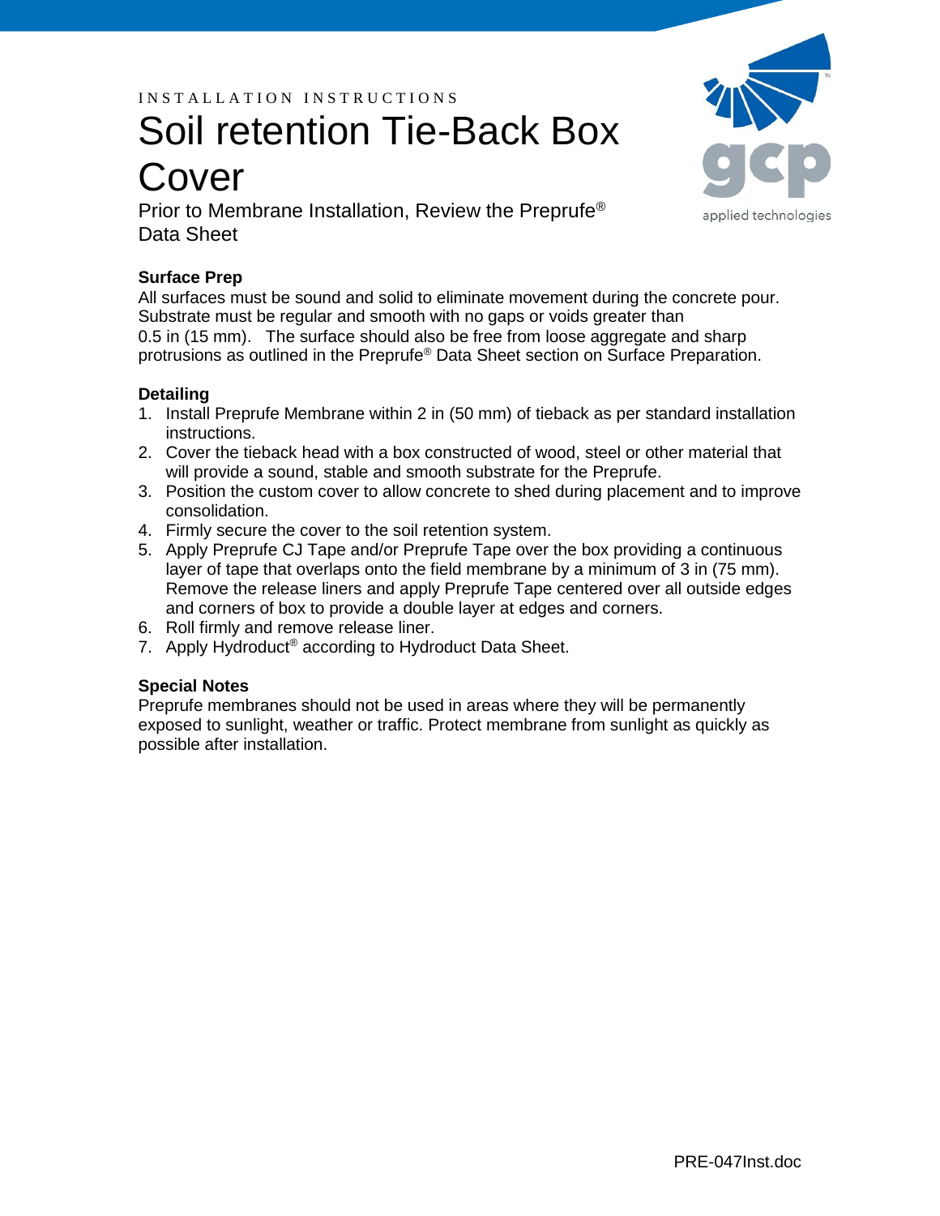INSTALLATION INSTRUCTIONS

# Soil retention Tie-Back Box Cover

Prior to Membrane Installation, Review the Preprufe® Data Sheet

### Surface Prep

All surfaces must be sound and solid to eliminate movement during the concrete pour. Substrate must be regular and smooth with no gaps or voids greater than 0.5 in (15 mm). The surface should also be free from loose aggregate and sharp protrusions as outlined in the Preprufe® Data Sheet section on Surface Preparation.

### Detailing

1. Install Preprufe Membrane within 2 in (50 mm) of tieback as per standard installation instructions.
2. Cover the tieback head with a box constructed of wood, steel or other material that will provide a sound, stable and smooth substrate for the Preprufe.
3. Position the custom cover to allow concrete to shed during placement and to improve consolidation.
4. Firmly secure the cover to the soil retention system.
5. Apply Preprufe CJ Tape and/or Preprufe Tape over the box providing a continuous layer of tape that overlaps onto the field membrane by a minimum of 3 in (75 mm). Remove the release liners and apply Preprufe Tape centered over all outside edges and corners of box to provide a double layer at edges and corners.
6. Roll firmly and remove release liner.
7. Apply Hydroduct® according to Hydroduct Data Sheet.

### Special Notes

Preprufe membranes should not be used in areas where they will be permanently exposed to sunlight, weather or traffic. Protect membrane from sunlight as quickly as possible after installation.

PRE-047Inst.doc